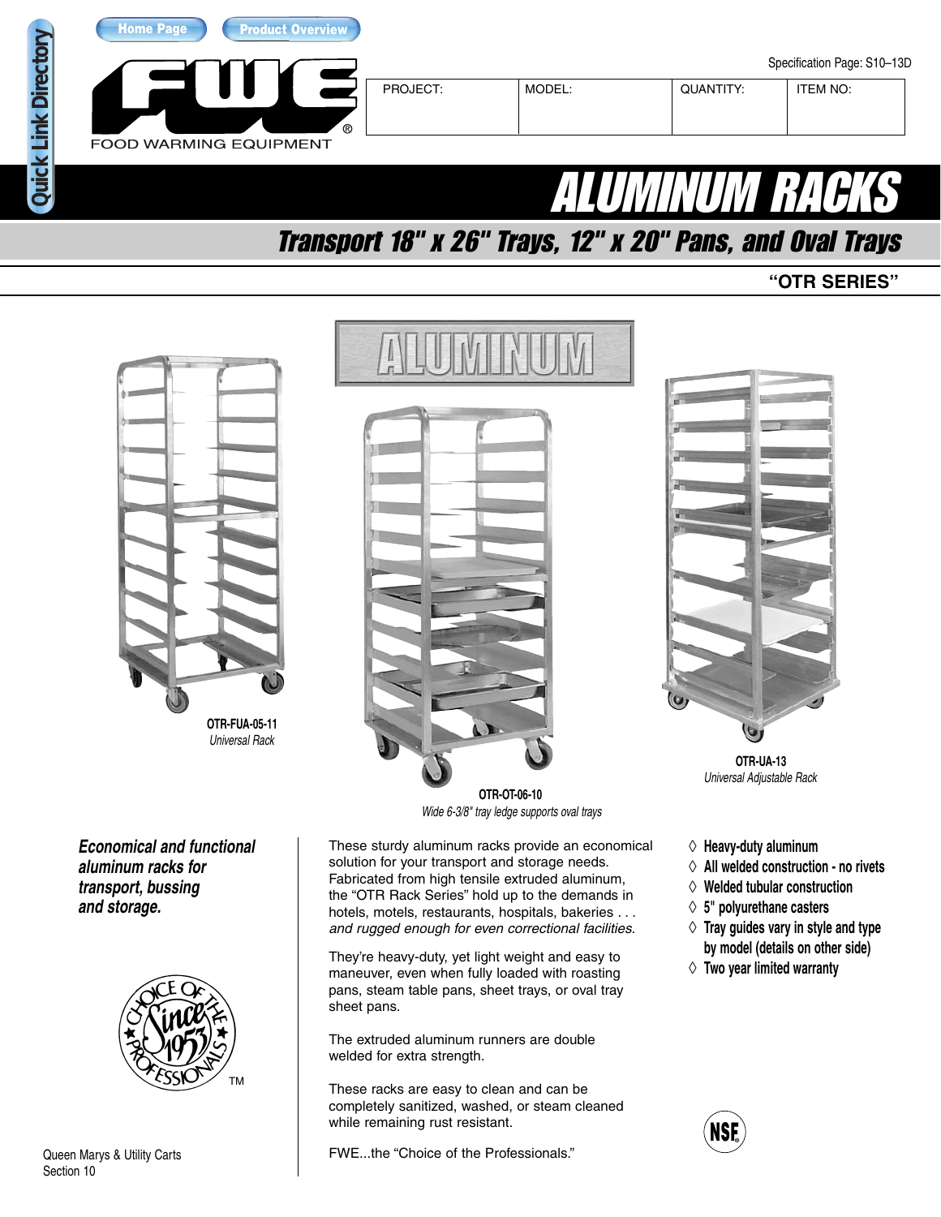Home Page | Product Overview

Quick Link Directory

FWE FOOD WARMING EQUIPMENT®

Specification Page: S10–13D

| PROJECT: | MODEL: | QUANTITY: | ITEM NO: |
| --- | --- | --- | --- |
| | | | |

# ALUMINUM RACKS

## Transport 18" x 26" Trays, 12" x 20" Pans, and Oval Trays

**"OTR SERIES"**

ALUMINUM

**OTR-FUA-05-11**
*Universal Rack*

**OTR-OT-06-10**
*Wide 6-3/8" tray ledge supports oval trays*

**OTR-UA-13**
*Universal Adjustable Rack*

***Economical and functional aluminum racks for transport, bussing and storage.***

These sturdy aluminum racks provide an economical solution for your transport and storage needs. Fabricated from high tensile extruded aluminum, the "OTR Rack Series" hold up to the demands in hotels, motels, restaurants, hospitals, bakeries . . . *and rugged enough for even correctional facilities.*

They're heavy-duty, yet light weight and easy to maneuver, even when fully loaded with roasting pans, steam table pans, sheet trays, or oval tray sheet pans.

The extruded aluminum runners are double welded for extra strength.

These racks are easy to clean and can be completely sanitized, washed, or steam cleaned while remaining rust resistant.

FWE...the "Choice of the Professionals."

- **Heavy-duty aluminum**
- **All welded construction - no rivets**
- **Welded tubular construction**
- **5" polyurethane casters**
- **Tray guides vary in style and type by model (details on other side)**
- **Two year limited warranty**

Choice of the Professionals Since 1953™

NSF

Queen Marys & Utility Carts
Section 10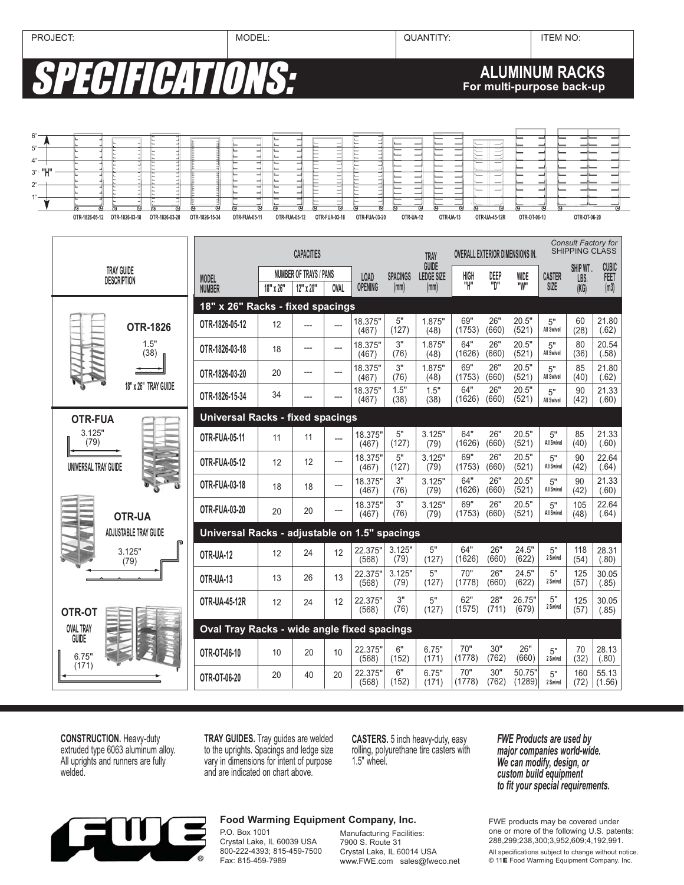PROJECT: | MODEL: | QUANTITY: | ITEM NO:

# SPECIFICATIONS:

## ALUMINUM RACKS
**For multi-purpose back-up**

6'
5'
4'
3' "H"
2'
1'

OTR-1826-05-12 OTR-1826-03-18 OTR-1826-03-20 OTR-1826-15-34 OTR-FUA-05-11 OTR-FUA-05-12 OTR-FUA-03-18 OTR-FUA-03-20 OTR-UA-12 OTR-UA-13 OTR-UA-45-12R OTR-OT-06-10 OTR-OT-06-20

| TRAY GUIDE DESCRIPTION | MODEL NUMBER | CAPACITIES | | | | | TRAY GUIDE LEDGE SIZE (mm) | OVERALL EXTERIOR DIMENSIONS IN. | | | CASTER SIZE | Consult Factory for SHIPPING CLASS | |
|---|---|---|---|---|---|---|---|---|---|---|---|---|---|
| | | NUMBER OF TRAYS / PANS | | | LOAD OPENING | SPACINGS (mm) | | HIGH "H" | DEEP "D" | WIDE "W" | | SHIP WT. LBS. (KG) | CUBIC FEET (m3) |
| | | 18" x 26" | 12" x 20" | OVAL | | | | | | | | | |
| **OTR-1826** 1.5" (38) 18" x 26" TRAY GUIDE | **18" x 26" Racks - fixed spacings** | | | | | | | | | | | | |
| | OTR-1826-05-12 | 12 | --- | --- | 18.375" (467) | 5" (127) | 1.875" (48) | 69" (1753) | 26" (660) | 20.5" (521) | 5" All Swivel | 60 (28) | 21.80 (.62) |
| | OTR-1826-03-18 | 18 | --- | --- | 18.375" (467) | 3" (76) | 1.875" (48) | 64" (1626) | 26" (660) | 20.5" (521) | 5" All Swivel | 80 (36) | 20.54 (.58) |
| | OTR-1826-03-20 | 20 | --- | --- | 18.375" (467) | 3" (76) | 1.875" (48) | 69" (1753) | 26" (660) | 20.5" (521) | 5" All Swivel | 85 (40) | 21.80 (.62) |
| | OTR-1826-15-34 | 34 | --- | --- | 18.375" (467) | 1.5" (38) | 1.5" (38) | 64" (1626) | 26" (660) | 20.5" (521) | 5" All Swivel | 90 (42) | 21.33 (.60) |
| **OTR-FUA** 3.125" (79) UNIVERSAL TRAY GUIDE | **Universal Racks - fixed spacings** | | | | | | | | | | | | |
| | OTR-FUA-05-11 | 11 | 11 | --- | 18.375" (467) | 5" (127) | 3.125" (79) | 64" (1626) | 26" (660) | 20.5" (521) | 5" All Swivel | 85 (40) | 21.33 (.60) |
| | OTR-FUA-05-12 | 12 | 12 | --- | 18.375" (467) | 5" (127) | 3.125" (79) | 69" (1753) | 26" (660) | 20.5" (521) | 5" All Swivel | 90 (42) | 22.64 (.64) |
| | OTR-FUA-03-18 | 18 | 18 | --- | 18.375" (467) | 3" (76) | 3.125" (79) | 64" (1626) | 26" (660) | 20.5" (521) | 5" All Swivel | 90 (42) | 21.33 (.60) |
| | OTR-FUA-03-20 | 20 | 20 | --- | 18.375" (467) | 3" (76) | 3.125" (79) | 69" (1753) | 26" (660) | 20.5" (521) | 5" All Swivel | 105 (48) | 22.64 (.64) |
| **OTR-UA** ADJUSTABLE TRAY GUIDE 3.125" (79) | **Universal Racks - adjustable on 1.5" spacings** | | | | | | | | | | | | |
| | OTR-UA-12 | 12 | 24 | 12 | 22.375" (568) | 3.125" (79) | 5" (127) | 64" (1626) | 26" (660) | 24.5" (622) | 5" 2 Swivel | 118 (54) | 28.31 (.80) |
| | OTR-UA-13 | 13 | 26 | 13 | 22.375" (568) | 3.125" (79) | 5" (127) | 70" (1778) | 26" (660) | 24.5" (622) | 5" 2 Swivel | 125 (57) | 30.05 (.85) |
| | OTR-UA-45-12R | 12 | 24 | 12 | 22.375" (568) | 3" (76) | 5" (127) | 62" (1575) | 28" (711) | 26.75" (679) | 5" 2 Swivel | 125 (57) | 30.05 (.85) |
| **OTR-OT** OVAL TRAY GUIDE 6.75" (171) | **Oval Tray Racks - wide angle fixed spacings** | | | | | | | | | | | | |
| | OTR-OT-06-10 | 10 | 20 | 10 | 22.375" (568) | 6" (152) | 6.75" (171) | 70" (1778) | 30" (762) | 26" (660) | 5" 2 Swivel | 70 (32) | 28.13 (.80) |
| | OTR-OT-06-20 | 20 | 40 | 20 | 22.375" (568) | 6" (152) | 6.75" (171) | 70" (1778) | 30" (762) | 50.75" (1289) | 5" 2 Swivel | 160 (72) | 55.13 (1.56) |

**CONSTRUCTION.** Heavy-duty extruded type 6063 aluminum alloy. All uprights and runners are fully welded.

**TRAY GUIDES.** Tray guides are welded to the uprights. Spacings and ledge size vary in dimensions for intent of purpose and are indicated on chart above.

**CASTERS.** 5 inch heavy-duty, easy rolling, polyurethane tire casters with 1.5" wheel.

***FWE Products are used by major companies world-wide. We can modify, design, or custom build equipment to fit your special requirements.***

**Food Warming Equipment Company, Inc.**

P.O. Box 1001
Crystal Lake, IL 60039 USA
800-222-4393; 815-459-7500
Fax: 815-459-7989

Manufacturing Facilities:
7900 S. Route 31
Crystal Lake, IL 60014 USA
www.FWE.com sales@fweco.net

FWE products may be covered under one or more of the following U.S. patents: 288,299;238,300;3,952,609;4,192,991.

All specifications subject to change without notice.
© 11E Food Warming Equipment Company. Inc.